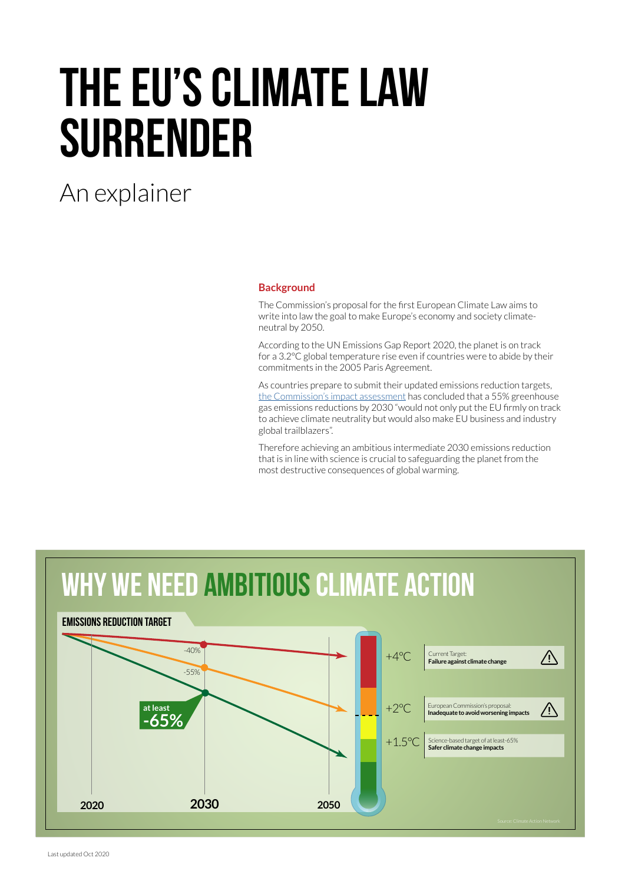# THE EU'S CLIMATE LAW SURRENDER

## An explainer

### Background

The Commission's proposal for the first European Climate Law aims to write into law the goal to make Europe's economy and society climate-neutral by 2050.

According to the UN Emissions Gap Report 2020, the planet is on track for a 3.2°C global temperature rise even if countries were to abide by their commitments in the 2005 Paris Agreement.

As countries prepare to submit their updated emissions reduction targets, [the Commission's impact assessment]() has concluded that a 55% greenhouse gas emissions reductions by 2030 "would not only put the EU firmly on track to achieve climate neutrality but would also make EU business and industry global trailblazers".

Therefore achieving an ambitious intermediate 2030 emissions reduction that is in line with science is crucial to safeguarding the planet from the most destructive consequences of global warming.

## WHY WE NEED AMBITIOUS CLIMATE ACTION

**EMISSIONS REDUCTION TARGET**

-40%

-55%

at least **-65%**

2020 2030 2050

+4°C — Current Target: **Failure against climate change**

+2°C — European Commission's proposal: **Inadequate to avoid worsening impacts**

+1.5°C — Science-based target of at least -65% **Safer climate change impacts**

Source: Climate Action Network

Last updated Oct 2020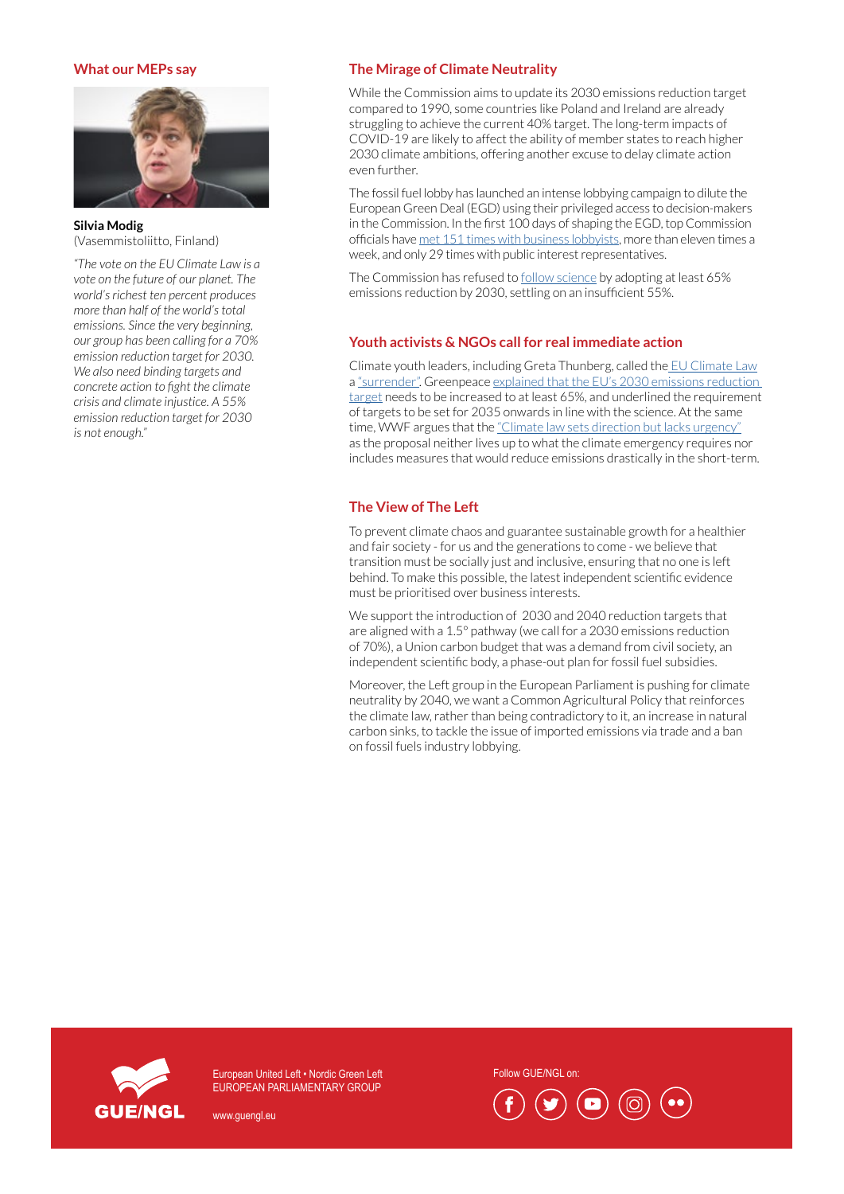## What our MEPs say

**Silvia Modig**
(Vasemmistoliitto, Finland)

*"The vote on the EU Climate Law is a vote on the future of our planet. The world's richest ten percent produces more than half of the world's total emissions. Since the very beginning, our group has been calling for a 70% emission reduction target for 2030. We also need binding targets and concrete action to fight the climate crisis and climate injustice. A 55% emission reduction target for 2030 is not enough."*

## The Mirage of Climate Neutrality

While the Commission aims to update its 2030 emissions reduction target compared to 1990, some countries like Poland and Ireland are already struggling to achieve the current 40% target. The long-term impacts of COVID-19 are likely to affect the ability of member states to reach higher 2030 climate ambitions, offering another excuse to delay climate action even further.

The fossil fuel lobby has launched an intense lobbying campaign to dilute the European Green Deal (EGD) using their privileged access to decision-makers in the Commission. In the first 100 days of shaping the EGD, top Commission officials have met 151 times with business lobbyists, more than eleven times a week, and only 29 times with public interest representatives.

The Commission has refused to follow science by adopting at least 65% emissions reduction by 2030, settling on an insufficient 55%.

## Youth activists & NGOs call for real immediate action

Climate youth leaders, including Greta Thunberg, called the EU Climate Law a "surrender". Greenpeace explained that the EU's 2030 emissions reduction target needs to be increased to at least 65%, and underlined the requirement of targets to be set for 2035 onwards in line with the science. At the same time, WWF argues that the "Climate law sets direction but lacks urgency" as the proposal neither lives up to what the climate emergency requires nor includes measures that would reduce emissions drastically in the short-term.

## The View of The Left

To prevent climate chaos and guarantee sustainable growth for a healthier and fair society - for us and the generations to come - we believe that transition must be socially just and inclusive, ensuring that no one is left behind. To make this possible, the latest independent scientific evidence must be prioritised over business interests.

We support the introduction of 2030 and 2040 reduction targets that are aligned with a 1.5° pathway (we call for a 2030 emissions reduction of 70%), a Union carbon budget that was a demand from civil society, an independent scientific body, a phase-out plan for fossil fuel subsidies.

Moreover, the Left group in the European Parliament is pushing for climate neutrality by 2040, we want a Common Agricultural Policy that reinforces the climate law, rather than being contradictory to it, an increase in natural carbon sinks, to tackle the issue of imported emissions via trade and a ban on fossil fuels industry lobbying.

GUE/NGL

European United Left • Nordic Green Left
EUROPEAN PARLIAMENTARY GROUP

www.guengl.eu

Follow GUE/NGL on: